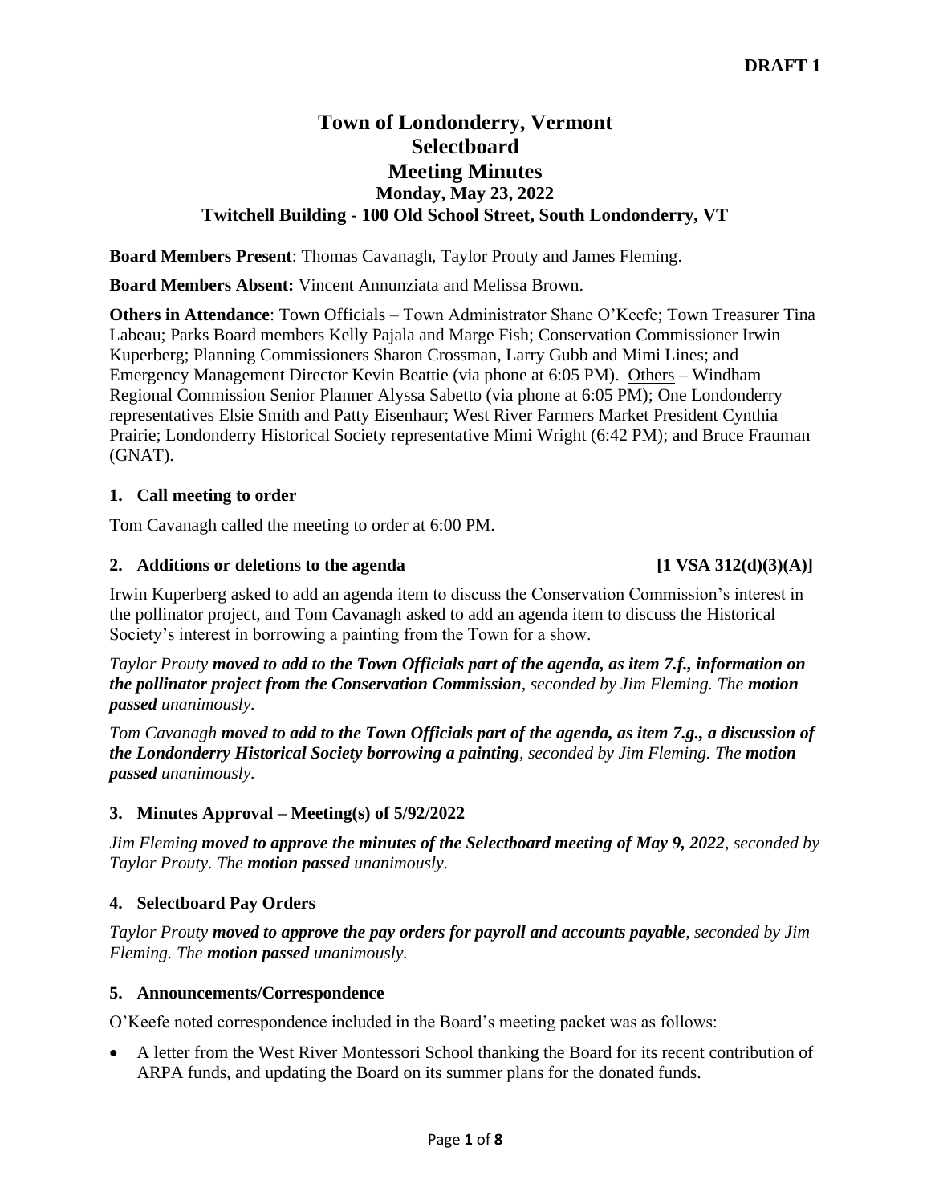**DRAFT 1**

# Town of Londonderry, Vermont
# Selectboard
# Meeting Minutes
### Monday, May 23, 2022
### Twitchell Building - 100 Old School Street, South Londonderry, VT

**Board Members Present**: Thomas Cavanagh, Taylor Prouty and James Fleming.

**Board Members Absent:** Vincent Annunziata and Melissa Brown.

**Others in Attendance**: Town Officials – Town Administrator Shane O'Keefe; Town Treasurer Tina Labeau; Parks Board members Kelly Pajala and Marge Fish; Conservation Commissioner Irwin Kuperberg; Planning Commissioners Sharon Crossman, Larry Gubb and Mimi Lines; and Emergency Management Director Kevin Beattie (via phone at 6:05 PM). Others – Windham Regional Commission Senior Planner Alyssa Sabetto (via phone at 6:05 PM); One Londonderry representatives Elsie Smith and Patty Eisenhaur; West River Farmers Market President Cynthia Prairie; Londonderry Historical Society representative Mimi Wright (6:42 PM); and Bruce Frauman (GNAT).

**1. Call meeting to order**

Tom Cavanagh called the meeting to order at 6:00 PM.

**2. Additions or deletions to the agenda [1 VSA 312(d)(3)(A)]**

Irwin Kuperberg asked to add an agenda item to discuss the Conservation Commission's interest in the pollinator project, and Tom Cavanagh asked to add an agenda item to discuss the Historical Society's interest in borrowing a painting from the Town for a show.

*Taylor Prouty* ***moved to add to the Town Officials part of the agenda, as item 7.f., information on the pollinator project from the Conservation Commission****, seconded by Jim Fleming. The* ***motion passed*** *unanimously.*

*Tom Cavanagh* ***moved to add to the Town Officials part of the agenda, as item 7.g., a discussion of the Londonderry Historical Society borrowing a painting****, seconded by Jim Fleming. The* ***motion passed*** *unanimously.*

**3. Minutes Approval – Meeting(s) of 5/92/2022**

*Jim Fleming* ***moved to approve the minutes of the Selectboard meeting of May 9, 2022****, seconded by Taylor Prouty. The* ***motion passed*** *unanimously.*

**4. Selectboard Pay Orders**

*Taylor Prouty* ***moved to approve the pay orders for payroll and accounts payable****, seconded by Jim Fleming. The* ***motion passed*** *unanimously.*

**5. Announcements/Correspondence**

O'Keefe noted correspondence included in the Board's meeting packet was as follows:

- A letter from the West River Montessori School thanking the Board for its recent contribution of ARPA funds, and updating the Board on its summer plans for the donated funds.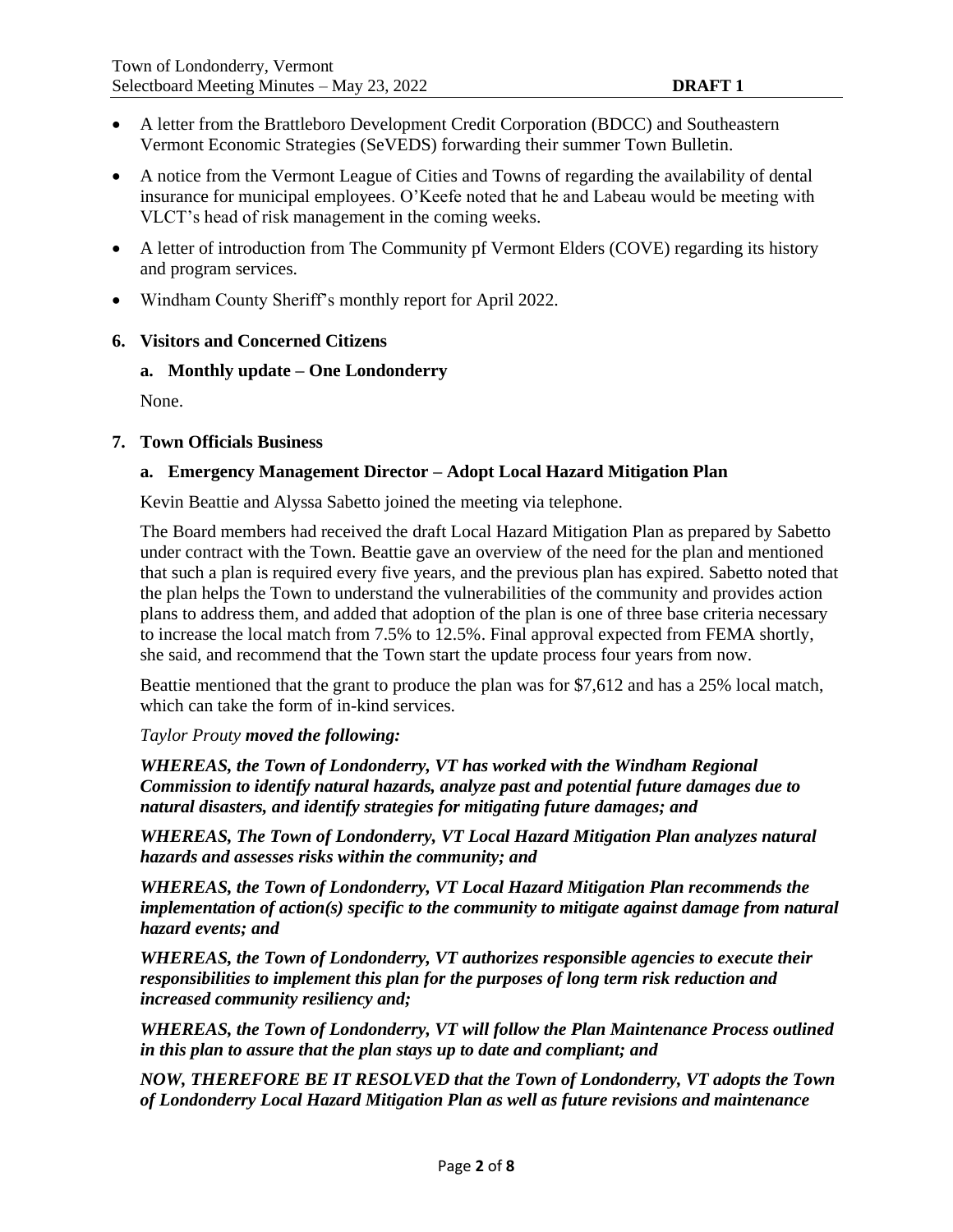- A letter from the Brattleboro Development Credit Corporation (BDCC) and Southeastern Vermont Economic Strategies (SeVEDS) forwarding their summer Town Bulletin.
- A notice from the Vermont League of Cities and Towns of regarding the availability of dental insurance for municipal employees. O'Keefe noted that he and Labeau would be meeting with VLCT's head of risk management in the coming weeks.
- A letter of introduction from The Community pf Vermont Elders (COVE) regarding its history and program services.
- Windham County Sheriff's monthly report for April 2022.

### 6. Visitors and Concerned Citizens

#### a. Monthly update – One Londonderry

None.

### 7. Town Officials Business

#### a. Emergency Management Director – Adopt Local Hazard Mitigation Plan

Kevin Beattie and Alyssa Sabetto joined the meeting via telephone.

The Board members had received the draft Local Hazard Mitigation Plan as prepared by Sabetto under contract with the Town. Beattie gave an overview of the need for the plan and mentioned that such a plan is required every five years, and the previous plan has expired. Sabetto noted that the plan helps the Town to understand the vulnerabilities of the community and provides action plans to address them, and added that adoption of the plan is one of three base criteria necessary to increase the local match from 7.5% to 12.5%. Final approval expected from FEMA shortly, she said, and recommend that the Town start the update process four years from now.

Beattie mentioned that the grant to produce the plan was for $7,612 and has a 25% local match, which can take the form of in-kind services.

*Taylor Prouty* ***moved the following:***

***WHEREAS, the Town of Londonderry, VT has worked with the Windham Regional Commission to identify natural hazards, analyze past and potential future damages due to natural disasters, and identify strategies for mitigating future damages; and***

***WHEREAS, The Town of Londonderry, VT Local Hazard Mitigation Plan analyzes natural hazards and assesses risks within the community; and***

***WHEREAS, the Town of Londonderry, VT Local Hazard Mitigation Plan recommends the implementation of action(s) specific to the community to mitigate against damage from natural hazard events; and***

***WHEREAS, the Town of Londonderry, VT authorizes responsible agencies to execute their responsibilities to implement this plan for the purposes of long term risk reduction and increased community resiliency and;***

***WHEREAS, the Town of Londonderry, VT will follow the Plan Maintenance Process outlined in this plan to assure that the plan stays up to date and compliant; and***

***NOW, THEREFORE BE IT RESOLVED that the Town of Londonderry, VT adopts the Town of Londonderry Local Hazard Mitigation Plan as well as future revisions and maintenance***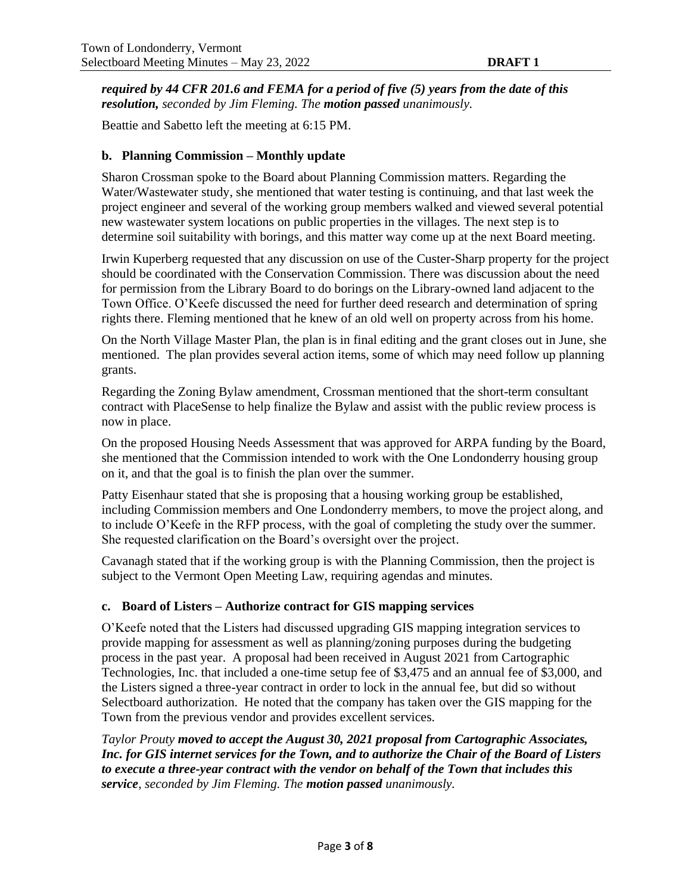***required by 44 CFR 201.6 and FEMA for a period of five (5) years from the date of this resolution,*** *seconded by Jim Fleming. The* ***motion passed*** *unanimously.*

Beattie and Sabetto left the meeting at 6:15 PM.

### b. Planning Commission – Monthly update

Sharon Crossman spoke to the Board about Planning Commission matters. Regarding the Water/Wastewater study, she mentioned that water testing is continuing, and that last week the project engineer and several of the working group members walked and viewed several potential new wastewater system locations on public properties in the villages. The next step is to determine soil suitability with borings, and this matter way come up at the next Board meeting.

Irwin Kuperberg requested that any discussion on use of the Custer-Sharp property for the project should be coordinated with the Conservation Commission. There was discussion about the need for permission from the Library Board to do borings on the Library-owned land adjacent to the Town Office. O'Keefe discussed the need for further deed research and determination of spring rights there. Fleming mentioned that he knew of an old well on property across from his home.

On the North Village Master Plan, the plan is in final editing and the grant closes out in June, she mentioned. The plan provides several action items, some of which may need follow up planning grants.

Regarding the Zoning Bylaw amendment, Crossman mentioned that the short-term consultant contract with PlaceSense to help finalize the Bylaw and assist with the public review process is now in place.

On the proposed Housing Needs Assessment that was approved for ARPA funding by the Board, she mentioned that the Commission intended to work with the One Londonderry housing group on it, and that the goal is to finish the plan over the summer.

Patty Eisenhaur stated that she is proposing that a housing working group be established, including Commission members and One Londonderry members, to move the project along, and to include O'Keefe in the RFP process, with the goal of completing the study over the summer. She requested clarification on the Board's oversight over the project.

Cavanagh stated that if the working group is with the Planning Commission, then the project is subject to the Vermont Open Meeting Law, requiring agendas and minutes.

### c. Board of Listers – Authorize contract for GIS mapping services

O'Keefe noted that the Listers had discussed upgrading GIS mapping integration services to provide mapping for assessment as well as planning/zoning purposes during the budgeting process in the past year. A proposal had been received in August 2021 from Cartographic Technologies, Inc. that included a one-time setup fee of $3,475 and an annual fee of $3,000, and the Listers signed a three-year contract in order to lock in the annual fee, but did so without Selectboard authorization. He noted that the company has taken over the GIS mapping for the Town from the previous vendor and provides excellent services.

*Taylor Prouty* ***moved to accept the August 30, 2021 proposal from Cartographic Associates, Inc. for GIS internet services for the Town, and to authorize the Chair of the Board of Listers to execute a three-year contract with the vendor on behalf of the Town that includes this service****, seconded by Jim Fleming. The* ***motion passed*** *unanimously.*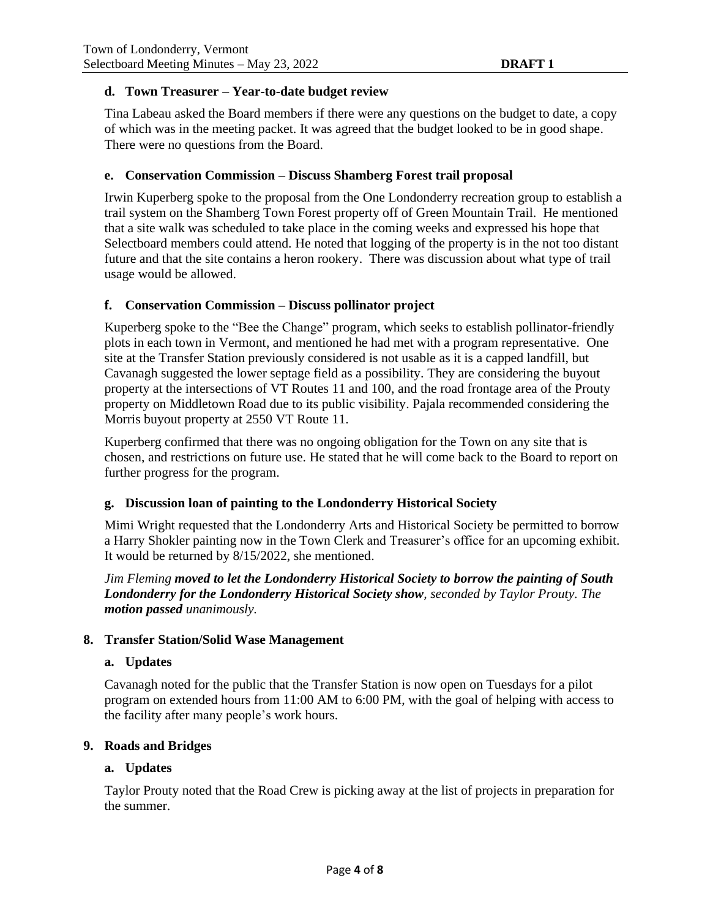### d. Town Treasurer – Year-to-date budget review

Tina Labeau asked the Board members if there were any questions on the budget to date, a copy of which was in the meeting packet. It was agreed that the budget looked to be in good shape. There were no questions from the Board.

### e. Conservation Commission – Discuss Shamberg Forest trail proposal

Irwin Kuperberg spoke to the proposal from the One Londonderry recreation group to establish a trail system on the Shamberg Town Forest property off of Green Mountain Trail. He mentioned that a site walk was scheduled to take place in the coming weeks and expressed his hope that Selectboard members could attend. He noted that logging of the property is in the not too distant future and that the site contains a heron rookery. There was discussion about what type of trail usage would be allowed.

### f. Conservation Commission – Discuss pollinator project

Kuperberg spoke to the "Bee the Change" program, which seeks to establish pollinator-friendly plots in each town in Vermont, and mentioned he had met with a program representative. One site at the Transfer Station previously considered is not usable as it is a capped landfill, but Cavanagh suggested the lower septage field as a possibility. They are considering the buyout property at the intersections of VT Routes 11 and 100, and the road frontage area of the Prouty property on Middletown Road due to its public visibility. Pajala recommended considering the Morris buyout property at 2550 VT Route 11.

Kuperberg confirmed that there was no ongoing obligation for the Town on any site that is chosen, and restrictions on future use. He stated that he will come back to the Board to report on further progress for the program.

### g. Discussion loan of painting to the Londonderry Historical Society

Mimi Wright requested that the Londonderry Arts and Historical Society be permitted to borrow a Harry Shokler painting now in the Town Clerk and Treasurer's office for an upcoming exhibit. It would be returned by 8/15/2022, she mentioned.

*Jim Fleming* ***moved to let the Londonderry Historical Society to borrow the painting of South Londonderry for the Londonderry Historical Society show****, seconded by Taylor Prouty. The* ***motion passed*** *unanimously.*

## 8. Transfer Station/Solid Wase Management

### a. Updates

Cavanagh noted for the public that the Transfer Station is now open on Tuesdays for a pilot program on extended hours from 11:00 AM to 6:00 PM, with the goal of helping with access to the facility after many people's work hours.

## 9. Roads and Bridges

### a. Updates

Taylor Prouty noted that the Road Crew is picking away at the list of projects in preparation for the summer.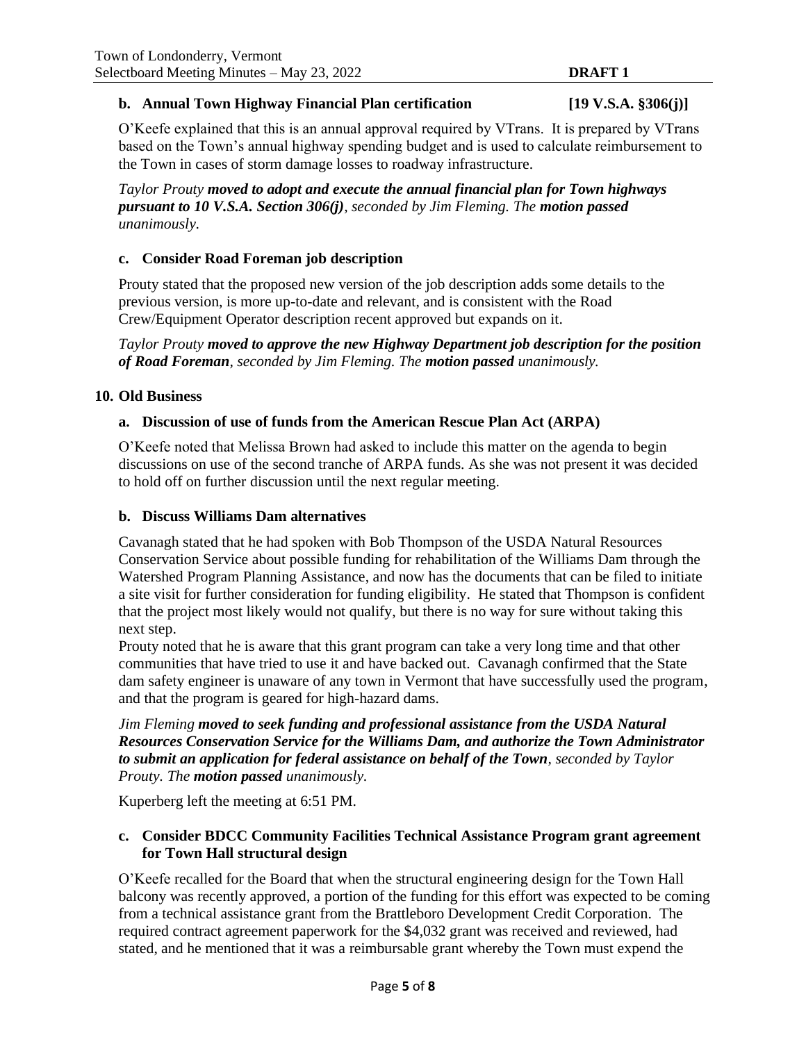**b. Annual Town Highway Financial Plan certification [19 V.S.A. §306(j)]**

O'Keefe explained that this is an annual approval required by VTrans. It is prepared by VTrans based on the Town's annual highway spending budget and is used to calculate reimbursement to the Town in cases of storm damage losses to roadway infrastructure.

*Taylor Prouty **moved to adopt and execute the annual financial plan for Town highways pursuant to 10 V.S.A. Section 306(j)**, seconded by Jim Fleming. The **motion passed** unanimously.*

**c. Consider Road Foreman job description**

Prouty stated that the proposed new version of the job description adds some details to the previous version, is more up-to-date and relevant, and is consistent with the Road Crew/Equipment Operator description recent approved but expands on it.

*Taylor Prouty **moved to approve the new Highway Department job description for the position of Road Foreman**, seconded by Jim Fleming. The **motion passed** unanimously.*

**10. Old Business**

**a. Discussion of use of funds from the American Rescue Plan Act (ARPA)**

O'Keefe noted that Melissa Brown had asked to include this matter on the agenda to begin discussions on use of the second tranche of ARPA funds. As she was not present it was decided to hold off on further discussion until the next regular meeting.

**b. Discuss Williams Dam alternatives**

Cavanagh stated that he had spoken with Bob Thompson of the USDA Natural Resources Conservation Service about possible funding for rehabilitation of the Williams Dam through the Watershed Program Planning Assistance, and now has the documents that can be filed to initiate a site visit for further consideration for funding eligibility. He stated that Thompson is confident that the project most likely would not qualify, but there is no way for sure without taking this next step.

Prouty noted that he is aware that this grant program can take a very long time and that other communities that have tried to use it and have backed out. Cavanagh confirmed that the State dam safety engineer is unaware of any town in Vermont that have successfully used the program, and that the program is geared for high-hazard dams.

*Jim Fleming **moved to seek funding and professional assistance from the USDA Natural Resources Conservation Service for the Williams Dam, and authorize the Town Administrator to submit an application for federal assistance on behalf of the Town**, seconded by Taylor Prouty. The **motion passed** unanimously.*

Kuperberg left the meeting at 6:51 PM.

**c. Consider BDCC Community Facilities Technical Assistance Program grant agreement for Town Hall structural design**

O'Keefe recalled for the Board that when the structural engineering design for the Town Hall balcony was recently approved, a portion of the funding for this effort was expected to be coming from a technical assistance grant from the Brattleboro Development Credit Corporation. The required contract agreement paperwork for the $4,032 grant was received and reviewed, had stated, and he mentioned that it was a reimbursable grant whereby the Town must expend the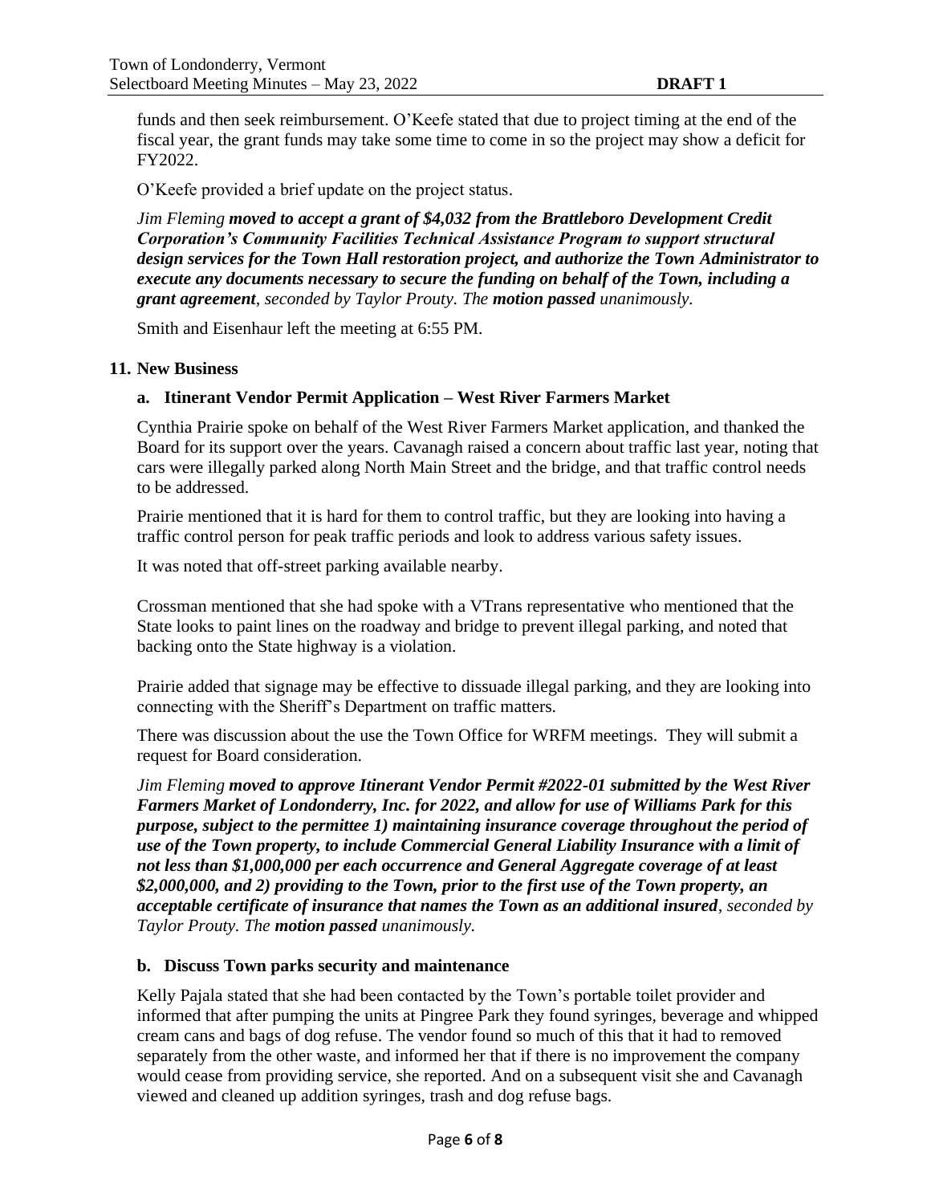funds and then seek reimbursement. O'Keefe stated that due to project timing at the end of the fiscal year, the grant funds may take some time to come in so the project may show a deficit for FY2022.

O'Keefe provided a brief update on the project status.

*Jim Fleming **moved to accept a grant of $4,032 from the Brattleboro Development Credit Corporation's Community Facilities Technical Assistance Program to support structural design services for the Town Hall restoration project, and authorize the Town Administrator to execute any documents necessary to secure the funding on behalf of the Town, including a grant agreement**, seconded by Taylor Prouty. The **motion passed** unanimously.*

Smith and Eisenhaur left the meeting at 6:55 PM.

**11. New Business**

**a. Itinerant Vendor Permit Application – West River Farmers Market**

Cynthia Prairie spoke on behalf of the West River Farmers Market application, and thanked the Board for its support over the years. Cavanagh raised a concern about traffic last year, noting that cars were illegally parked along North Main Street and the bridge, and that traffic control needs to be addressed.

Prairie mentioned that it is hard for them to control traffic, but they are looking into having a traffic control person for peak traffic periods and look to address various safety issues.

It was noted that off-street parking available nearby.

Crossman mentioned that she had spoke with a VTrans representative who mentioned that the State looks to paint lines on the roadway and bridge to prevent illegal parking, and noted that backing onto the State highway is a violation.

Prairie added that signage may be effective to dissuade illegal parking, and they are looking into connecting with the Sheriff's Department on traffic matters.

There was discussion about the use the Town Office for WRFM meetings. They will submit a request for Board consideration.

*Jim Fleming **moved to approve Itinerant Vendor Permit #2022-01 submitted by the West River Farmers Market of Londonderry, Inc. for 2022, and allow for use of Williams Park for this purpose, subject to the permittee 1) maintaining insurance coverage throughout the period of use of the Town property, to include Commercial General Liability Insurance with a limit of not less than $1,000,000 per each occurrence and General Aggregate coverage of at least $2,000,000, and 2) providing to the Town, prior to the first use of the Town property, an acceptable certificate of insurance that names the Town as an additional insured**, seconded by Taylor Prouty. The **motion passed** unanimously.*

**b. Discuss Town parks security and maintenance**

Kelly Pajala stated that she had been contacted by the Town's portable toilet provider and informed that after pumping the units at Pingree Park they found syringes, beverage and whipped cream cans and bags of dog refuse. The vendor found so much of this that it had to removed separately from the other waste, and informed her that if there is no improvement the company would cease from providing service, she reported. And on a subsequent visit she and Cavanagh viewed and cleaned up addition syringes, trash and dog refuse bags.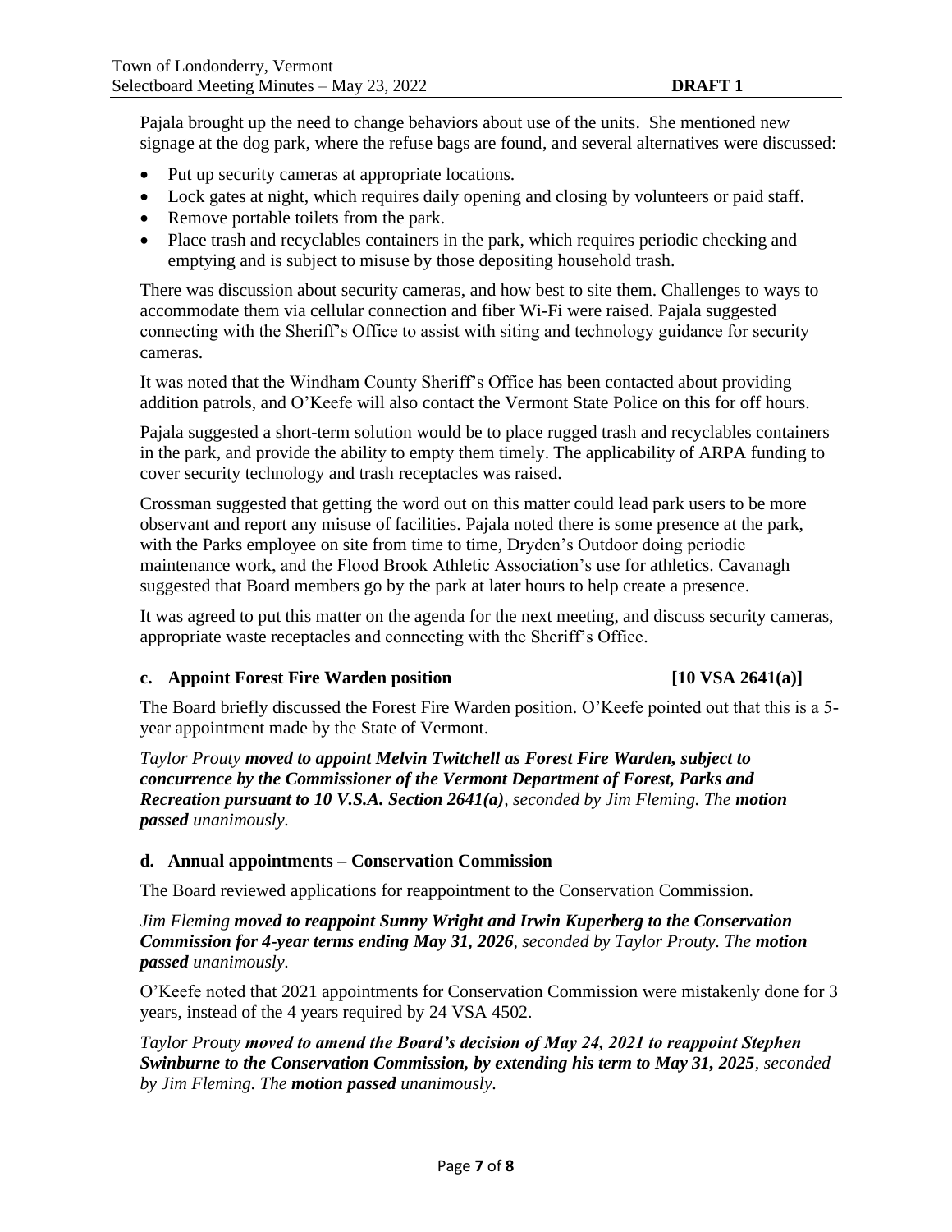Pajala brought up the need to change behaviors about use of the units. She mentioned new signage at the dog park, where the refuse bags are found, and several alternatives were discussed:

- Put up security cameras at appropriate locations.
- Lock gates at night, which requires daily opening and closing by volunteers or paid staff.
- Remove portable toilets from the park.
- Place trash and recyclables containers in the park, which requires periodic checking and emptying and is subject to misuse by those depositing household trash.

There was discussion about security cameras, and how best to site them. Challenges to ways to accommodate them via cellular connection and fiber Wi-Fi were raised. Pajala suggested connecting with the Sheriff's Office to assist with siting and technology guidance for security cameras.

It was noted that the Windham County Sheriff's Office has been contacted about providing addition patrols, and O'Keefe will also contact the Vermont State Police on this for off hours.

Pajala suggested a short-term solution would be to place rugged trash and recyclables containers in the park, and provide the ability to empty them timely. The applicability of ARPA funding to cover security technology and trash receptacles was raised.

Crossman suggested that getting the word out on this matter could lead park users to be more observant and report any misuse of facilities. Pajala noted there is some presence at the park, with the Parks employee on site from time to time, Dryden's Outdoor doing periodic maintenance work, and the Flood Brook Athletic Association's use for athletics. Cavanagh suggested that Board members go by the park at later hours to help create a presence.

It was agreed to put this matter on the agenda for the next meeting, and discuss security cameras, appropriate waste receptacles and connecting with the Sheriff's Office.

### c. Appoint Forest Fire Warden position [10 VSA 2641(a)]

The Board briefly discussed the Forest Fire Warden position. O'Keefe pointed out that this is a 5-year appointment made by the State of Vermont.

*Taylor Prouty **moved to appoint Melvin Twitchell as Forest Fire Warden, subject to concurrence by the Commissioner of the Vermont Department of Forest, Parks and Recreation pursuant to 10 V.S.A. Section 2641(a)**, seconded by Jim Fleming. The **motion passed** unanimously.*

### d. Annual appointments – Conservation Commission

The Board reviewed applications for reappointment to the Conservation Commission.

*Jim Fleming **moved to reappoint Sunny Wright and Irwin Kuperberg to the Conservation Commission for 4-year terms ending May 31, 2026**, seconded by Taylor Prouty. The **motion passed** unanimously.*

O'Keefe noted that 2021 appointments for Conservation Commission were mistakenly done for 3 years, instead of the 4 years required by 24 VSA 4502.

*Taylor Prouty **moved to amend the Board's decision of May 24, 2021 to reappoint Stephen Swinburne to the Conservation Commission, by extending his term to May 31, 2025**, seconded by Jim Fleming. The **motion passed** unanimously.*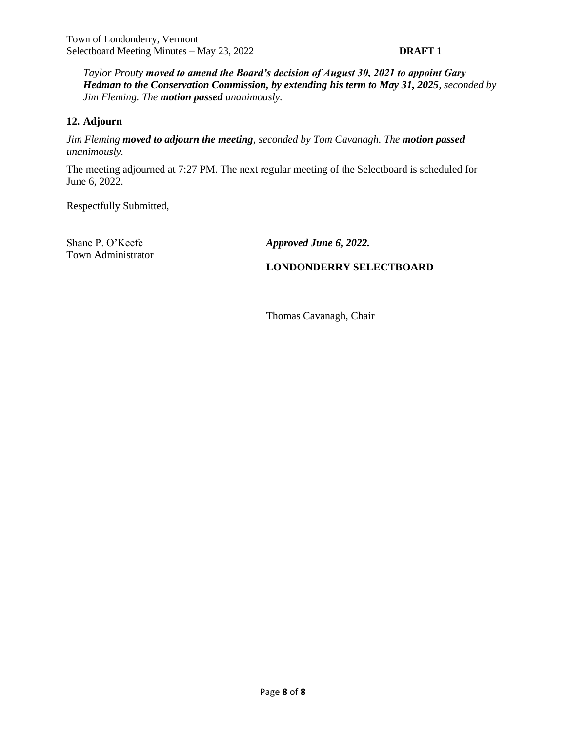*Taylor Prouty* ***moved to amend the Board's decision of August 30, 2021 to appoint Gary Hedman to the Conservation Commission, by extending his term to May 31, 2025****, seconded by Jim Fleming. The* ***motion passed*** *unanimously.*

## 12. Adjourn

*Jim Fleming* ***moved to adjourn the meeting****, seconded by Tom Cavanagh. The* ***motion passed*** *unanimously.*

The meeting adjourned at 7:27 PM. The next regular meeting of the Selectboard is scheduled for June 6, 2022.

Respectfully Submitted,

Shane P. O'Keefe
Town Administrator

***Approved June 6, 2022.***

**LONDONDERRY SELECTBOARD**

____________________________
Thomas Cavanagh, Chair